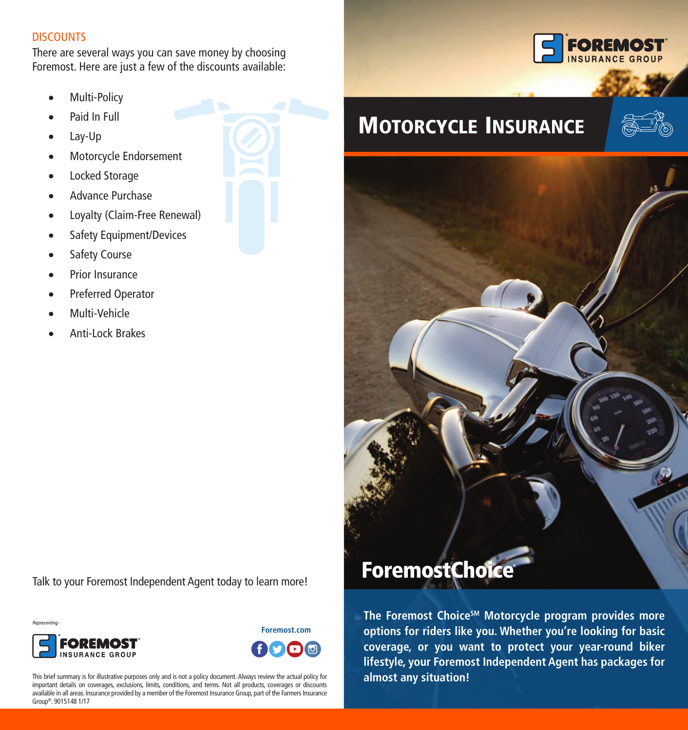## DISCOUNTS

There are several ways you can save money by choosing Foremost. Here are just a few of the discounts available:

- Multi-Policy
- Paid In Full
- Lay-Up
- Motorcycle Endorsement
- Locked Storage
- Advance Purchase
- Loyalty (Claim-Free Renewal)
- Safety Equipment/Devices
- Safety Course
- Prior Insurance
- Preferred Operator
- Multi-Vehicle
- Anti-Lock Brakes

Talk to your Foremost Independent Agent today to learn more!

*Representing -*

FOREMOST INSURANCE GROUP

Foremost.com

This brief summary is for illustrative purposes only and is not a policy document. Always review the actual policy for important details on coverages, exclusions, limits, conditions, and terms. Not all products, coverages or discounts available in all areas. Insurance provided by a member of the Foremost Insurance Group, part of the Farmers Insurance Group®. 9015148 1/17

FOREMOST INSURANCE GROUP

# MOTORCYCLE INSURANCE

## ForemostChoice®

**The Foremost Choice℠ Motorcycle program provides more options for riders like you. Whether you're looking for basic coverage, or you want to protect your year-round biker lifestyle, your Foremost Independent Agent has packages for almost any situation!**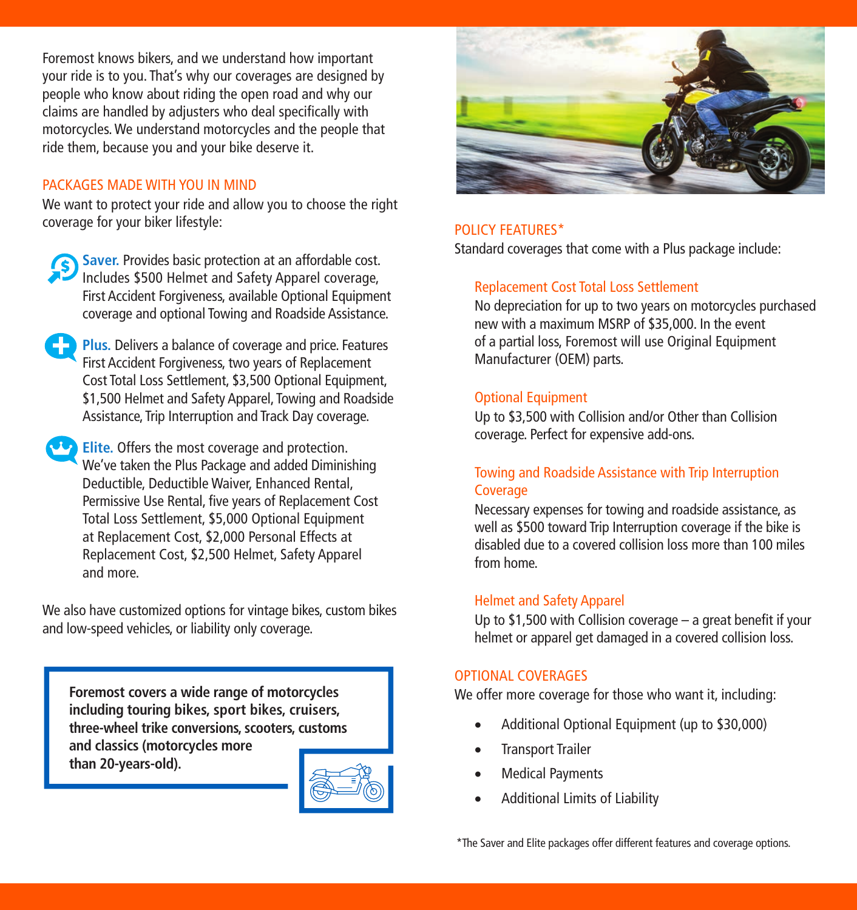Foremost knows bikers, and we understand how important your ride is to you. That's why our coverages are designed by people who know about riding the open road and why our claims are handled by adjusters who deal specifically with motorcycles. We understand motorcycles and the people that ride them, because you and your bike deserve it.

## PACKAGES MADE WITH YOU IN MIND

We want to protect your ride and allow you to choose the right coverage for your biker lifestyle:

**Saver.** Provides basic protection at an affordable cost. Includes $500 Helmet and Safety Apparel coverage, First Accident Forgiveness, available Optional Equipment coverage and optional Towing and Roadside Assistance.

**Plus.** Delivers a balance of coverage and price. Features First Accident Forgiveness, two years of Replacement Cost Total Loss Settlement, $3,500 Optional Equipment, $1,500 Helmet and Safety Apparel, Towing and Roadside Assistance, Trip Interruption and Track Day coverage.

**Elite.** Offers the most coverage and protection. We've taken the Plus Package and added Diminishing Deductible, Deductible Waiver, Enhanced Rental, Permissive Use Rental, five years of Replacement Cost Total Loss Settlement, $5,000 Optional Equipment at Replacement Cost, $2,000 Personal Effects at Replacement Cost, $2,500 Helmet, Safety Apparel and more.

We also have customized options for vintage bikes, custom bikes and low-speed vehicles, or liability only coverage.

**Foremost covers a wide range of motorcycles including touring bikes, sport bikes, cruisers, three-wheel trike conversions, scooters, customs and classics (motorcycles more than 20-years-old).**

## POLICY FEATURES*

Standard coverages that come with a Plus package include:

### Replacement Cost Total Loss Settlement

No depreciation for up to two years on motorcycles purchased new with a maximum MSRP of $35,000. In the event of a partial loss, Foremost will use Original Equipment Manufacturer (OEM) parts.

### Optional Equipment

Up to $3,500 with Collision and/or Other than Collision coverage. Perfect for expensive add-ons.

### Towing and Roadside Assistance with Trip Interruption Coverage

Necessary expenses for towing and roadside assistance, as well as $500 toward Trip Interruption coverage if the bike is disabled due to a covered collision loss more than 100 miles from home.

### Helmet and Safety Apparel

Up to $1,500 with Collision coverage – a great benefit if your helmet or apparel get damaged in a covered collision loss.

## OPTIONAL COVERAGES

We offer more coverage for those who want it, including:

- Additional Optional Equipment (up to $30,000)
- Transport Trailer
- Medical Payments
- Additional Limits of Liability

*The Saver and Elite packages offer different features and coverage options.